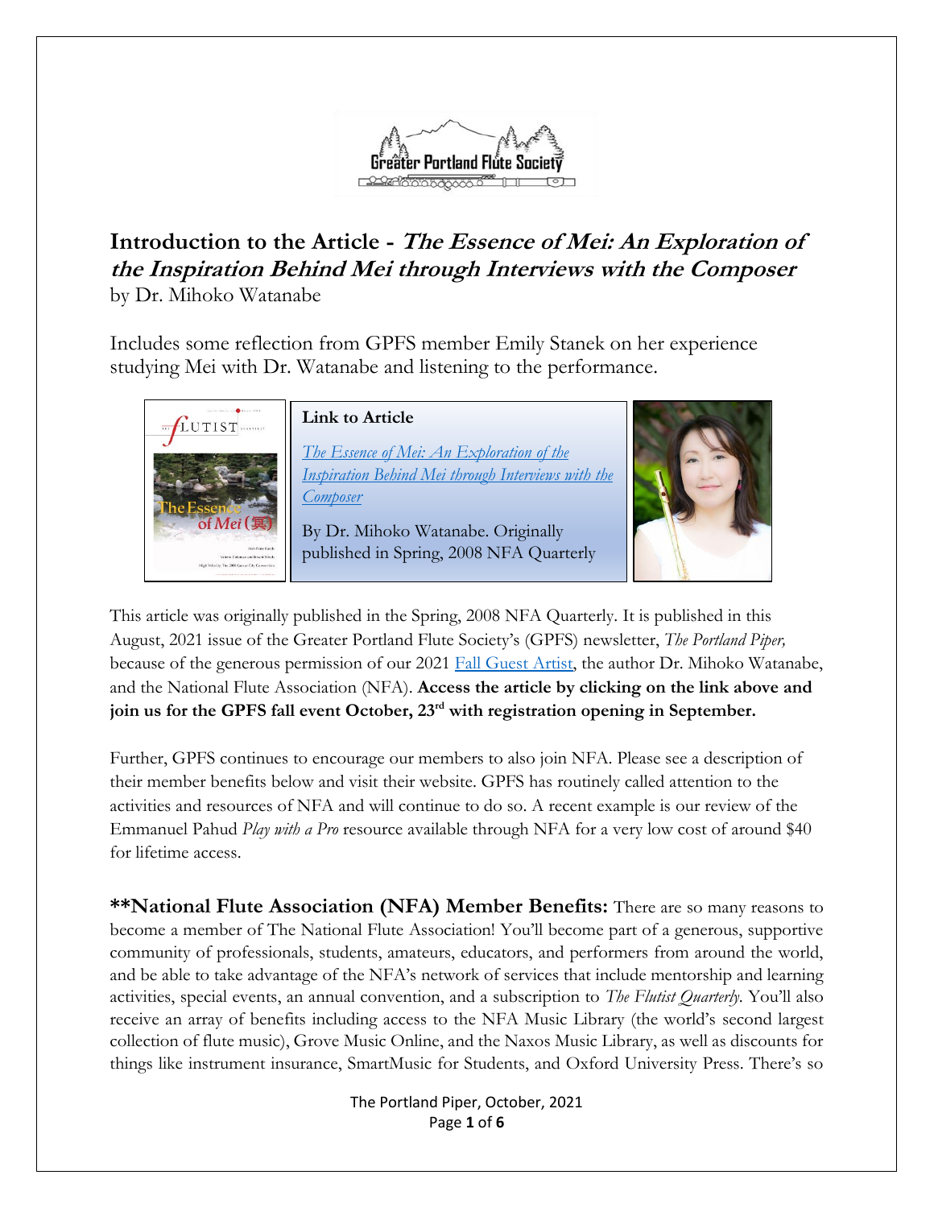# Introduction to the Article - *The Essence of Mei: An Exploration of the Inspiration Behind Mei through Interviews with the Composer*

by Dr. Mihoko Watanabe

Includes some reflection from GPFS member Emily Stanek on her experience studying Mei with Dr. Watanabe and listening to the performance.

**Link to Article**

*The Essence of Mei: An Exploration of the Inspiration Behind Mei through Interviews with the Composer*

By Dr. Mihoko Watanabe. Originally published in Spring, 2008 NFA Quarterly

This article was originally published in the Spring, 2008 NFA Quarterly. It is published in this August, 2021 issue of the Greater Portland Flute Society's (GPFS) newsletter, *The Portland Piper,* because of the generous permission of our 2021 Fall Guest Artist, the author Dr. Mihoko Watanabe, and the National Flute Association (NFA). **Access the article by clicking on the link above and join us for the GPFS fall event October, 23rd with registration opening in September.**

Further, GPFS continues to encourage our members to also join NFA. Please see a description of their member benefits below and visit their website. GPFS has routinely called attention to the activities and resources of NFA and will continue to do so. A recent example is our review of the Emmanuel Pahud *Play with a Pro* resource available through NFA for a very low cost of around $40 for lifetime access.

**\*\*National Flute Association (NFA) Member Benefits:** There are so many reasons to become a member of The National Flute Association! You'll become part of a generous, supportive community of professionals, students, amateurs, educators, and performers from around the world, and be able to take advantage of the NFA's network of services that include mentorship and learning activities, special events, an annual convention, and a subscription to *The Flutist Quarterly*. You'll also receive an array of benefits including access to the NFA Music Library (the world's second largest collection of flute music), Grove Music Online, and the Naxos Music Library, as well as discounts for things like instrument insurance, SmartMusic for Students, and Oxford University Press. There's so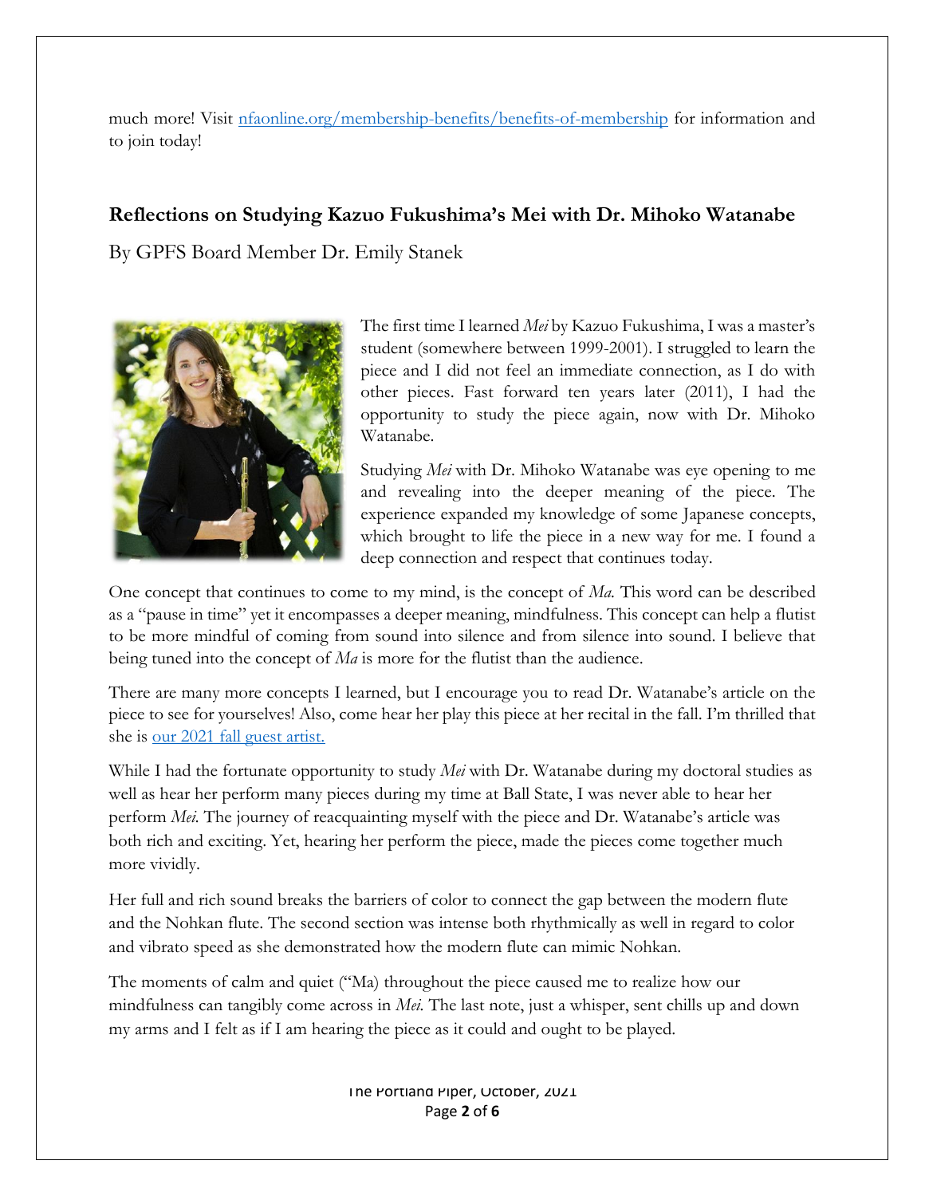much more! Visit nfaonline.org/membership-benefits/benefits-of-membership for information and to join today!

## Reflections on Studying Kazuo Fukushima's Mei with Dr. Mihoko Watanabe

By GPFS Board Member Dr. Emily Stanek

The first time I learned *Mei* by Kazuo Fukushima, I was a master's student (somewhere between 1999-2001). I struggled to learn the piece and I did not feel an immediate connection, as I do with other pieces. Fast forward ten years later (2011), I had the opportunity to study the piece again, now with Dr. Mihoko Watanabe.

Studying *Mei* with Dr. Mihoko Watanabe was eye opening to me and revealing into the deeper meaning of the piece. The experience expanded my knowledge of some Japanese concepts, which brought to life the piece in a new way for me. I found a deep connection and respect that continues today.

One concept that continues to come to my mind, is the concept of *Ma.* This word can be described as a "pause in time" yet it encompasses a deeper meaning, mindfulness. This concept can help a flutist to be more mindful of coming from sound into silence and from silence into sound. I believe that being tuned into the concept of *Ma* is more for the flutist than the audience.

There are many more concepts I learned, but I encourage you to read Dr. Watanabe's article on the piece to see for yourselves! Also, come hear her play this piece at her recital in the fall. I'm thrilled that she is our 2021 fall guest artist.

While I had the fortunate opportunity to study *Mei* with Dr. Watanabe during my doctoral studies as well as hear her perform many pieces during my time at Ball State, I was never able to hear her perform *Mei.* The journey of reacquainting myself with the piece and Dr. Watanabe's article was both rich and exciting. Yet, hearing her perform the piece, made the pieces come together much more vividly.

Her full and rich sound breaks the barriers of color to connect the gap between the modern flute and the Nohkan flute. The second section was intense both rhythmically as well in regard to color and vibrato speed as she demonstrated how the modern flute can mimic Nohkan.

The moments of calm and quiet ("Ma) throughout the piece caused me to realize how our mindfulness can tangibly come across in *Mei.* The last note, just a whisper, sent chills up and down my arms and I felt as if I am hearing the piece as it could and ought to be played.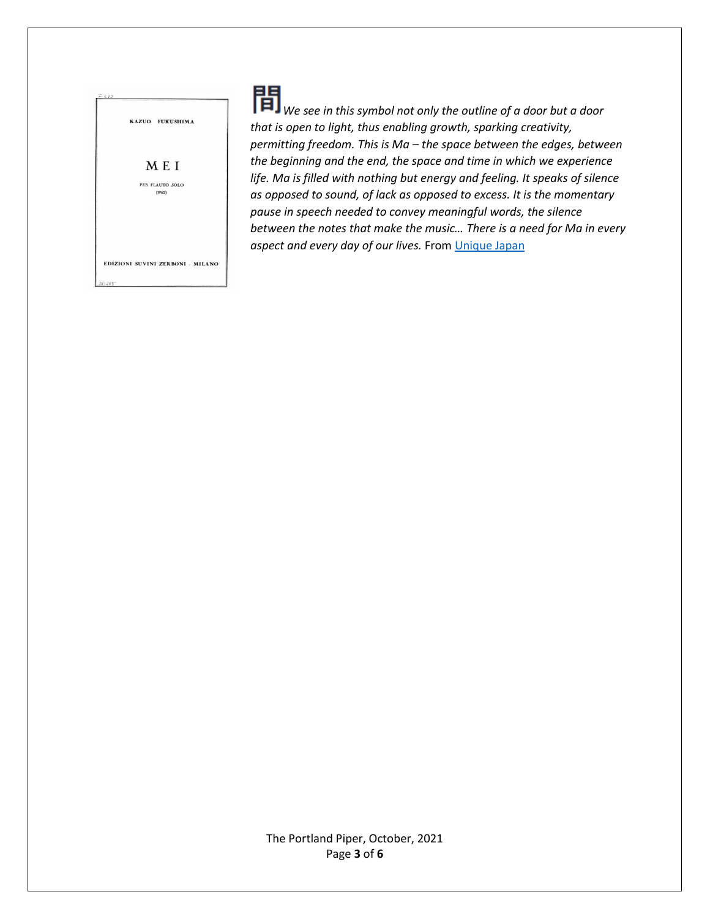KAZUO FUKUSHIMA

MEI

PER FLAUTO SOLO
(1962)

EDIZIONI SUVINI ZERBONI - MILANO

間 *We see in this symbol not only the outline of a door but a door that is open to light, thus enabling growth, sparking creativity, permitting freedom. This is Ma – the space between the edges, between the beginning and the end, the space and time in which we experience life. Ma is filled with nothing but energy and feeling. It speaks of silence as opposed to sound, of lack as opposed to excess. It is the momentary pause in speech needed to convey meaningful words, the silence between the notes that make the music… There is a need for Ma in every aspect and every day of our lives.* From [Unique Japan]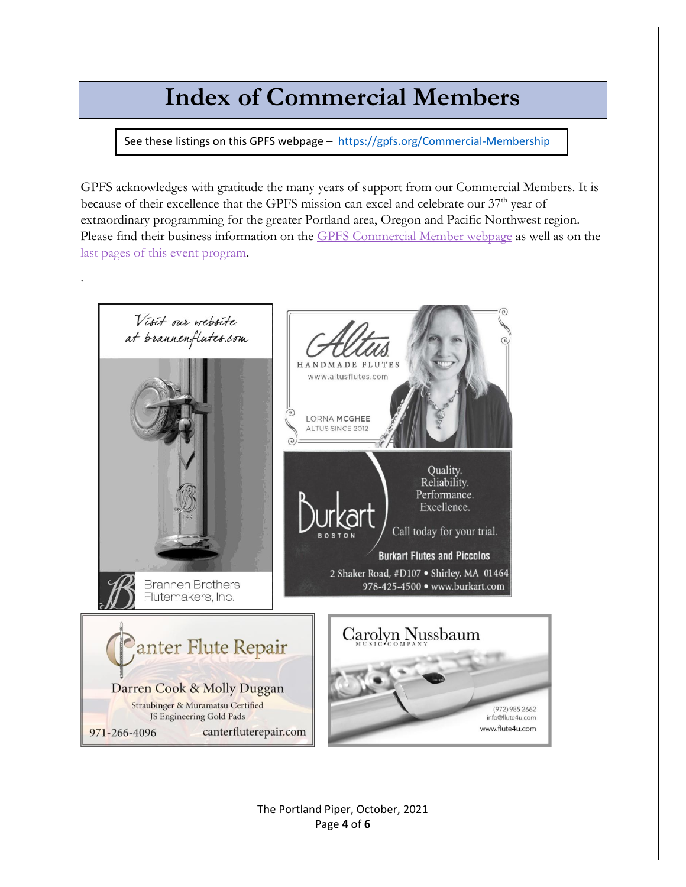# Index of Commercial Members

See these listings on this GPFS webpage – https://gpfs.org/Commercial-Membership

GPFS acknowledges with gratitude the many years of support from our Commercial Members. It is because of their excellence that the GPFS mission can excel and celebrate our 37th year of extraordinary programming for the greater Portland area, Oregon and Pacific Northwest region. Please find their business information on the GPFS Commercial Member webpage as well as on the last pages of this event program.

.

Visit our website at brannenflutes.com

Brannen Brothers Flutemakers, Inc.

Altus HANDMADE FLUTES
www.altusflutes.com

LORNA MCGHEE
ALTUS SINCE 2012

Burkart BOSTON

Quality. Reliability. Performance. Excellence.

Call today for your trial.

Burkart Flutes and Piccolos

2 Shaker Road, #D107 • Shirley, MA 01464
978-425-4500 • www.burkart.com

Canter Flute Repair

Darren Cook & Molly Duggan

Straubinger & Muramatsu Certified
JS Engineering Gold Pads

971-266-4096 canterfluterepair.com

Carolyn Nussbaum MUSIC COMPANY

(972) 985 2662
info@flute4u.com
www.flute4u.com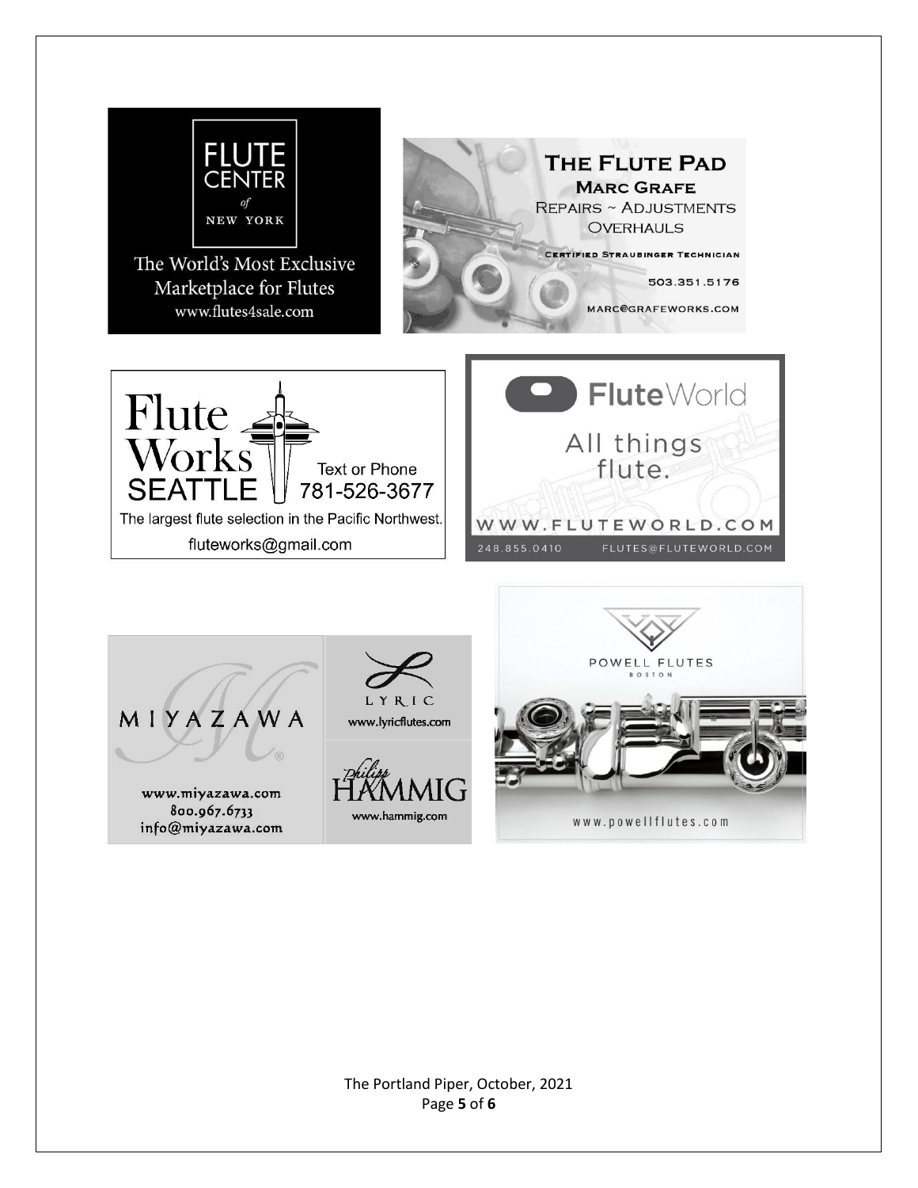FLUTE CENTER *of* NEW YORK

The World's Most Exclusive Marketplace for Flutes

www.flutes4sale.com

**THE FLUTE PAD**

**MARC GRAFE**

REPAIRS ~ ADJUSTMENTS

OVERHAULS

CERTIFIED STRAUBINGER TECHNICIAN

503.351.5176

MARC@GRAFEWORKS.COM

Flute Works SEATTLE

Text or Phone 781-526-3677

The largest flute selection in the Pacific Northwest.

fluteworks@gmail.com

FluteWorld

All things flute.

WWW.FLUTEWORLD.COM

248.855.0410 FLUTES@FLUTEWORLD.COM

MIYAZAWA

www.miyazawa.com

800.967.6733

info@miyazawa.com

LYRIC

www.lyricflutes.com

Philipp HAMMIG

www.hammig.com

POWELL FLUTES BOSTON

www.powellflutes.com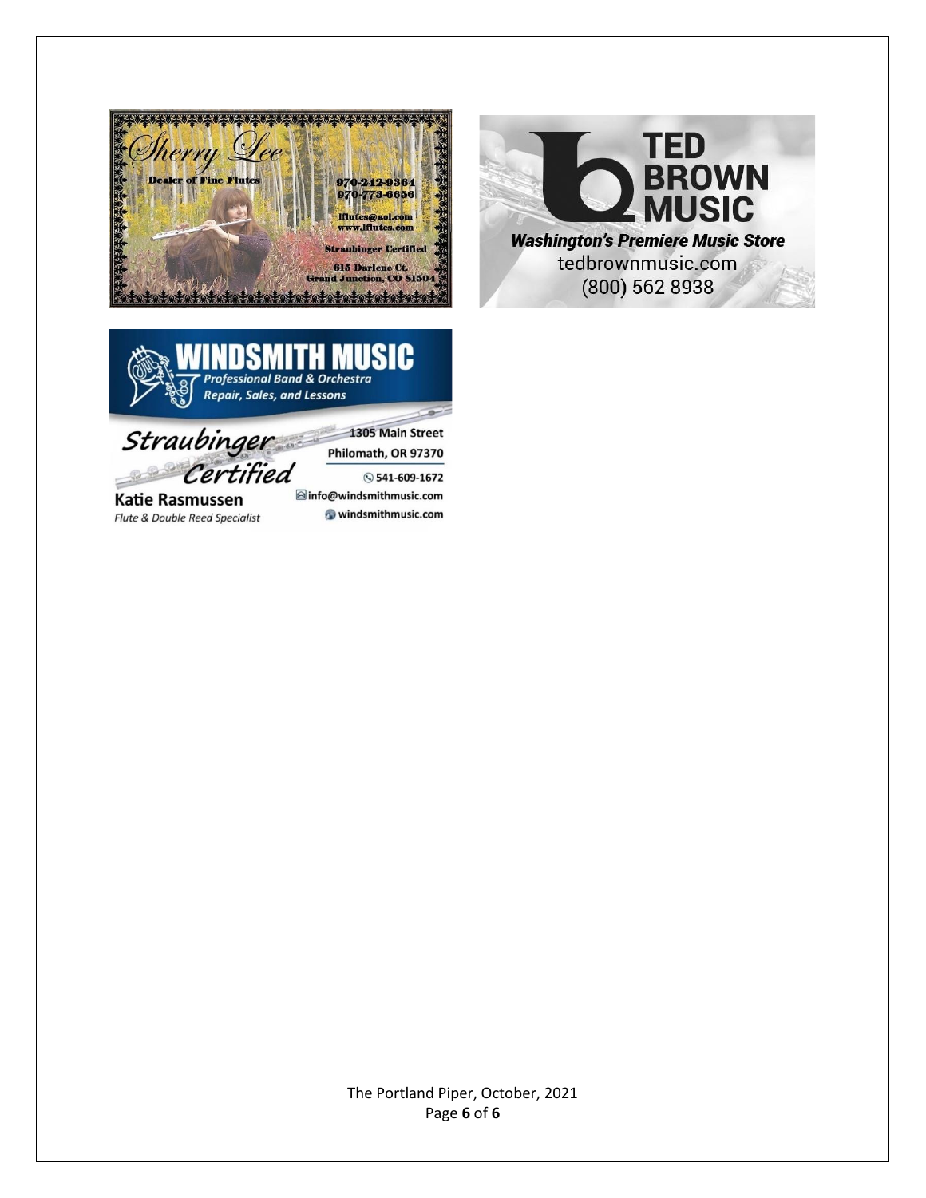Sherry Lee

Dealer of Fine Flutes

970-242-9364
970-773-6656

lflutes@aol.com
www.lflutes.com

Straubinger Certified

615 Darlene Ct.
Grand Junction, CO 81504

TED BROWN MUSIC

*Washington's Premiere Music Store*

tedbrownmusic.com
(800) 562-8938

WINDSMITH MUSIC

*Professional Band & Orchestra Repair, Sales, and Lessons*

Straubinger Certified

Katie Rasmussen
*Flute & Double Reed Specialist*

1305 Main Street
Philomath, OR 97370

541-609-1672
info@windsmithmusic.com
windsmithmusic.com